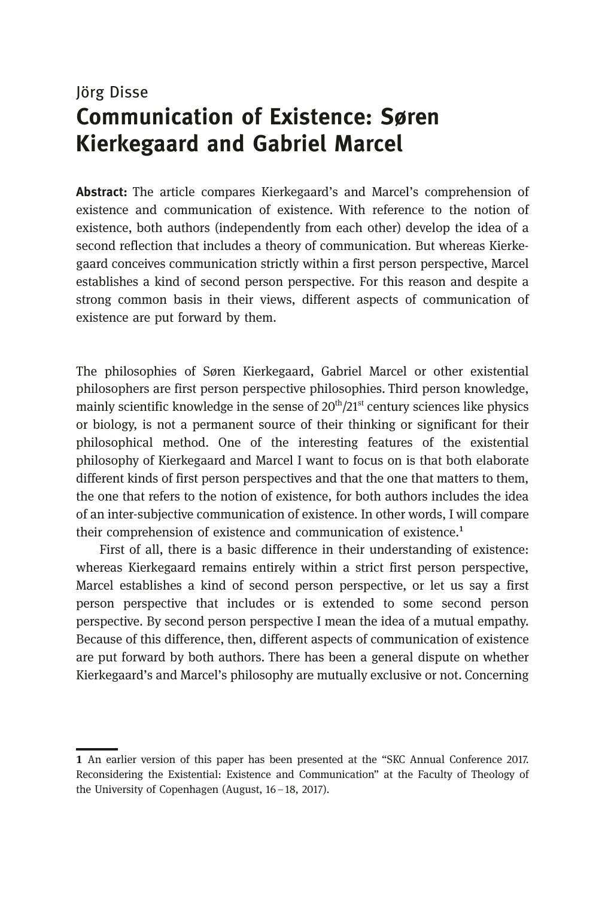Jörg Disse

# Communication of Existence: Søren Kierkegaard and Gabriel Marcel

**Abstract:** The article compares Kierkegaard's and Marcel's comprehension of existence and communication of existence. With reference to the notion of existence, both authors (independently from each other) develop the idea of a second reflection that includes a theory of communication. But whereas Kierkegaard conceives communication strictly within a first person perspective, Marcel establishes a kind of second person perspective. For this reason and despite a strong common basis in their views, different aspects of communication of existence are put forward by them.

The philosophies of Søren Kierkegaard, Gabriel Marcel or other existential philosophers are first person perspective philosophies. Third person knowledge, mainly scientific knowledge in the sense of 20th/21st century sciences like physics or biology, is not a permanent source of their thinking or significant for their philosophical method. One of the interesting features of the existential philosophy of Kierkegaard and Marcel I want to focus on is that both elaborate different kinds of first person perspectives and that the one that matters to them, the one that refers to the notion of existence, for both authors includes the idea of an inter-subjective communication of existence. In other words, I will compare their comprehension of existence and communication of existence.[1]

First of all, there is a basic difference in their understanding of existence: whereas Kierkegaard remains entirely within a strict first person perspective, Marcel establishes a kind of second person perspective, or let us say a first person perspective that includes or is extended to some second person perspective. By second person perspective I mean the idea of a mutual empathy. Because of this difference, then, different aspects of communication of existence are put forward by both authors. There has been a general dispute on whether Kierkegaard's and Marcel's philosophy are mutually exclusive or not. Concerning

[1] An earlier version of this paper has been presented at the "SKC Annual Conference 2017. Reconsidering the Existential: Existence and Communication" at the Faculty of Theology of the University of Copenhagen (August, 16 – 18, 2017).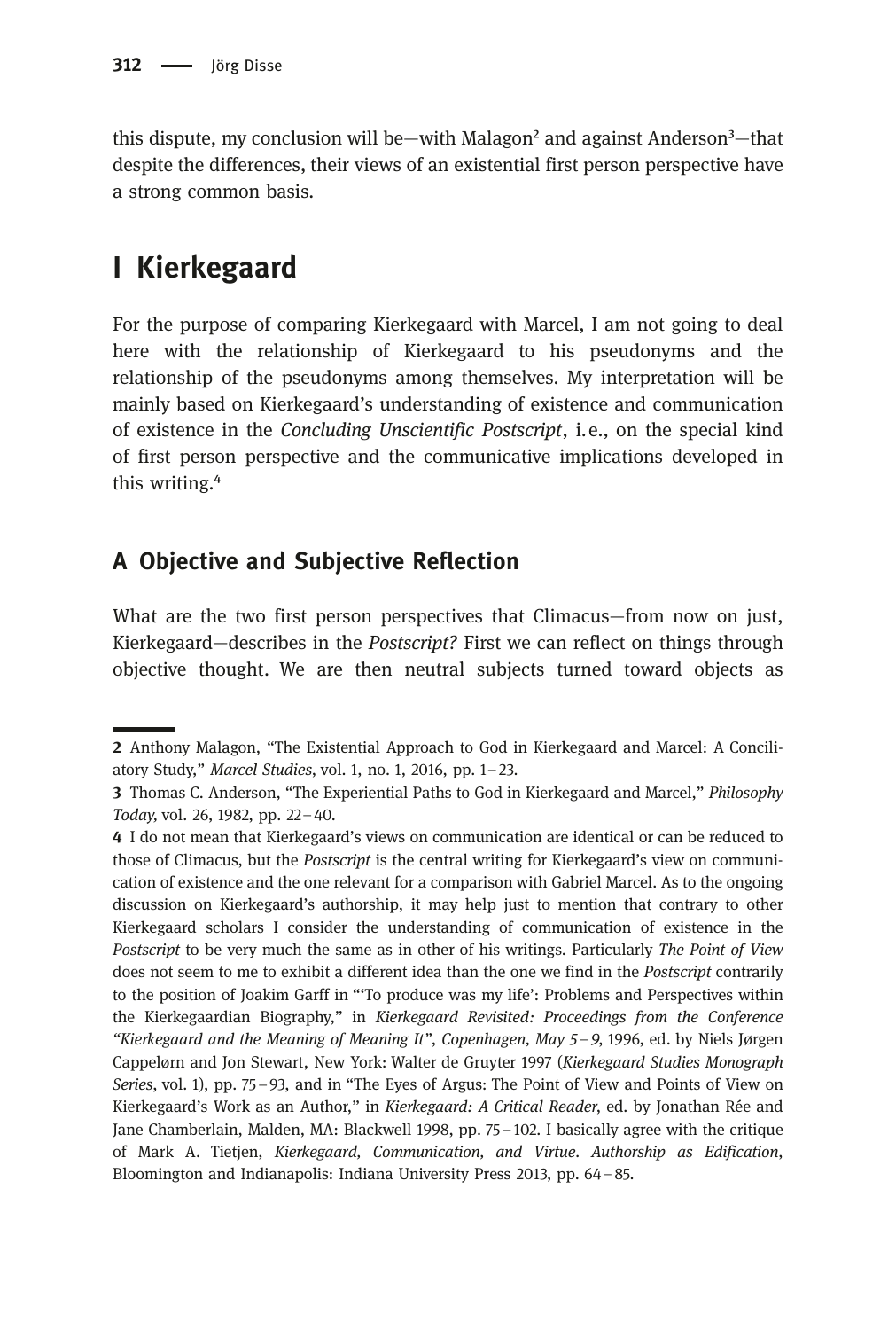this dispute, my conclusion will be—with Malagon[2] and against Anderson[3]—that despite the differences, their views of an existential first person perspective have a strong common basis.

# I Kierkegaard

For the purpose of comparing Kierkegaard with Marcel, I am not going to deal here with the relationship of Kierkegaard to his pseudonyms and the relationship of the pseudonyms among themselves. My interpretation will be mainly based on Kierkegaard's understanding of existence and communication of existence in the *Concluding Unscientific Postscript*, i.e., on the special kind of first person perspective and the communicative implications developed in this writing.[4]

## A Objective and Subjective Reflection

What are the two first person perspectives that Climacus—from now on just, Kierkegaard—describes in the *Postscript?* First we can reflect on things through objective thought. We are then neutral subjects turned toward objects as

---

2 Anthony Malagon, "The Existential Approach to God in Kierkegaard and Marcel: A Conciliatory Study," *Marcel Studies*, vol. 1, no. 1, 2016, pp. 1–23.

3 Thomas C. Anderson, "The Experiential Paths to God in Kierkegaard and Marcel," *Philosophy Today,* vol. 26, 1982, pp. 22–40.

4 I do not mean that Kierkegaard's views on communication are identical or can be reduced to those of Climacus, but the *Postscript* is the central writing for Kierkegaard's view on communication of existence and the one relevant for a comparison with Gabriel Marcel. As to the ongoing discussion on Kierkegaard's authorship, it may help just to mention that contrary to other Kierkegaard scholars I consider the understanding of communication of existence in the *Postscript* to be very much the same as in other of his writings. Particularly *The Point of View* does not seem to me to exhibit a different idea than the one we find in the *Postscript* contrarily to the position of Joakim Garff in "'To produce was my life': Problems and Perspectives within the Kierkegaardian Biography," in *Kierkegaard Revisited: Proceedings from the Conference "Kierkegaard and the Meaning of Meaning It", Copenhagen, May 5–9*, 1996, ed. by Niels Jørgen Cappelørn and Jon Stewart, New York: Walter de Gruyter 1997 (*Kierkegaard Studies Monograph Series*, vol. 1), pp. 75–93, and in "The Eyes of Argus: The Point of View and Points of View on Kierkegaard's Work as an Author," in *Kierkegaard: A Critical Reader*, ed. by Jonathan Rée and Jane Chamberlain, Malden, MA: Blackwell 1998, pp. 75–102. I basically agree with the critique of Mark A. Tietjen, *Kierkegaard, Communication, and Virtue. Authorship as Edification*, Bloomington and Indianapolis: Indiana University Press 2013, pp. 64–85.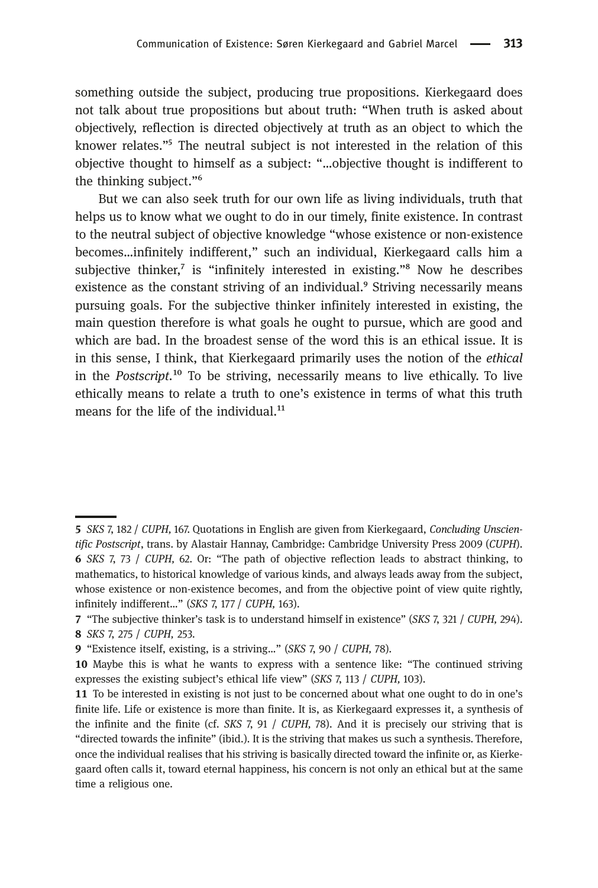something outside the subject, producing true propositions. Kierkegaard does not talk about true propositions but about truth: "When truth is asked about objectively, reflection is directed objectively at truth as an object to which the knower relates."[5] The neutral subject is not interested in the relation of this objective thought to himself as a subject: "…objective thought is indifferent to the thinking subject."[6]

But we can also seek truth for our own life as living individuals, truth that helps us to know what we ought to do in our timely, finite existence. In contrast to the neutral subject of objective knowledge "whose existence or non-existence becomes…infinitely indifferent," such an individual, Kierkegaard calls him a subjective thinker,[7] is "infinitely interested in existing."[8] Now he describes existence as the constant striving of an individual.[9] Striving necessarily means pursuing goals. For the subjective thinker infinitely interested in existing, the main question therefore is what goals he ought to pursue, which are good and which are bad. In the broadest sense of the word this is an ethical issue. It is in this sense, I think, that Kierkegaard primarily uses the notion of the *ethical* in the *Postscript*.[10] To be striving, necessarily means to live ethically. To live ethically means to relate a truth to one's existence in terms of what this truth means for the life of the individual.[11]

---

**5** *SKS* 7, 182 / *CUPH*, 167. Quotations in English are given from Kierkegaard, *Concluding Unscientific Postscript*, trans. by Alastair Hannay, Cambridge: Cambridge University Press 2009 (*CUPH*).

**6** *SKS* 7, 73 / *CUPH*, 62. Or: "The path of objective reflection leads to abstract thinking, to mathematics, to historical knowledge of various kinds, and always leads away from the subject, whose existence or non-existence becomes, and from the objective point of view quite rightly, infinitely indifferent…" (*SKS* 7, 177 / *CUPH*, 163).

**7** "The subjective thinker's task is to understand himself in existence" (*SKS* 7, 321 / *CUPH*, 294).

**8** *SKS* 7, 275 / *CUPH*, 253.

**9** "Existence itself, existing, is a striving…" (*SKS* 7, 90 / *CUPH*, 78).

**10** Maybe this is what he wants to express with a sentence like: "The continued striving expresses the existing subject's ethical life view" (*SKS* 7, 113 / *CUPH*, 103).

**11** To be interested in existing is not just to be concerned about what one ought to do in one's finite life. Life or existence is more than finite. It is, as Kierkegaard expresses it, a synthesis of the infinite and the finite (cf. *SKS* 7, 91 / *CUPH*, 78). And it is precisely our striving that is "directed towards the infinite" (ibid.). It is the striving that makes us such a synthesis. Therefore, once the individual realises that his striving is basically directed toward the infinite or, as Kierkegaard often calls it, toward eternal happiness, his concern is not only an ethical but at the same time a religious one.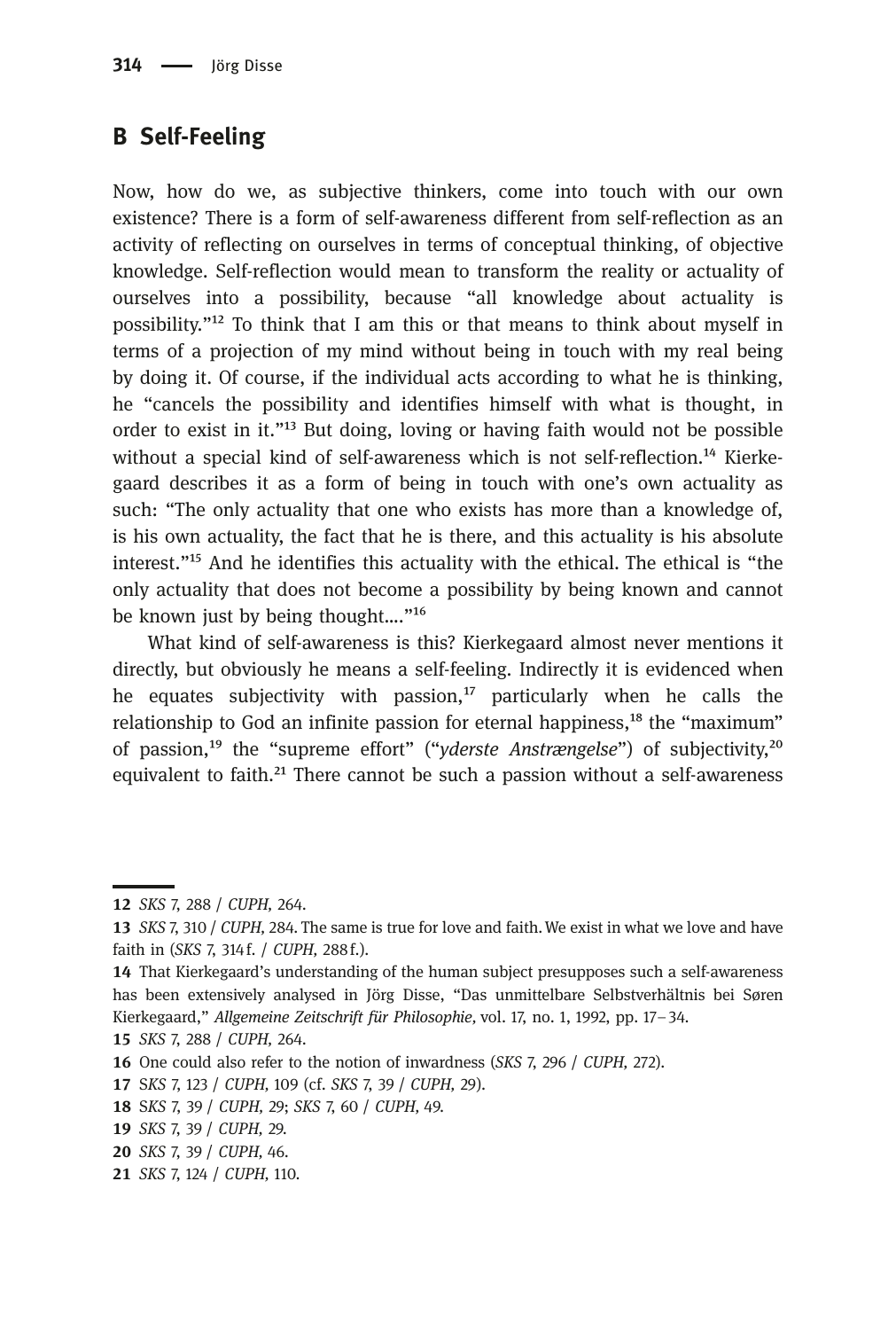## B Self-Feeling

Now, how do we, as subjective thinkers, come into touch with our own existence? There is a form of self-awareness different from self-reflection as an activity of reflecting on ourselves in terms of conceptual thinking, of objective knowledge. Self-reflection would mean to transform the reality or actuality of ourselves into a possibility, because "all knowledge about actuality is possibility."[12] To think that I am this or that means to think about myself in terms of a projection of my mind without being in touch with my real being by doing it. Of course, if the individual acts according to what he is thinking, he "cancels the possibility and identifies himself with what is thought, in order to exist in it."[13] But doing, loving or having faith would not be possible without a special kind of self-awareness which is not self-reflection.[14] Kierkegaard describes it as a form of being in touch with one's own actuality as such: "The only actuality that one who exists has more than a knowledge of, is his own actuality, the fact that he is there, and this actuality is his absolute interest."[15] And he identifies this actuality with the ethical. The ethical is "the only actuality that does not become a possibility by being known and cannot be known just by being thought…."[16]

What kind of self-awareness is this? Kierkegaard almost never mentions it directly, but obviously he means a self-feeling. Indirectly it is evidenced when he equates subjectivity with passion,[17] particularly when he calls the relationship to God an infinite passion for eternal happiness,[18] the "maximum" of passion,[19] the "supreme effort" ("*yderste Anstrængelse*") of subjectivity,[20] equivalent to faith.[21] There cannot be such a passion without a self-awareness

---

**12** *SKS* 7, 288 / *CUPH,* 264.

**13** *SKS* 7, 310 / *CUPH,* 284. The same is true for love and faith. We exist in what we love and have faith in (*SKS* 7, 314 f. / *CUPH,* 288 f.).

**14** That Kierkegaard's understanding of the human subject presupposes such a self-awareness has been extensively analysed in Jörg Disse, "Das unmittelbare Selbstverhältnis bei Søren Kierkegaard," *Allgemeine Zeitschrift für Philosophie,* vol. 17, no. 1, 1992, pp. 17–34.

**15** *SKS* 7, 288 / *CUPH,* 264.

**16** One could also refer to the notion of inwardness (*SKS* 7, 296 / *CUPH,* 272).

**17** *SKS* 7, 123 / *CUPH,* 109 (cf. *SKS* 7, 39 / *CUPH,* 29).

**18** *SKS* 7, 39 / *CUPH,* 29; *SKS* 7, 60 / *CUPH,* 49.

**19** *SKS* 7, 39 / *CUPH,* 29.

**20** *SKS* 7, 39 / *CUPH,* 46.

**21** *SKS* 7, 124 / *CUPH,* 110.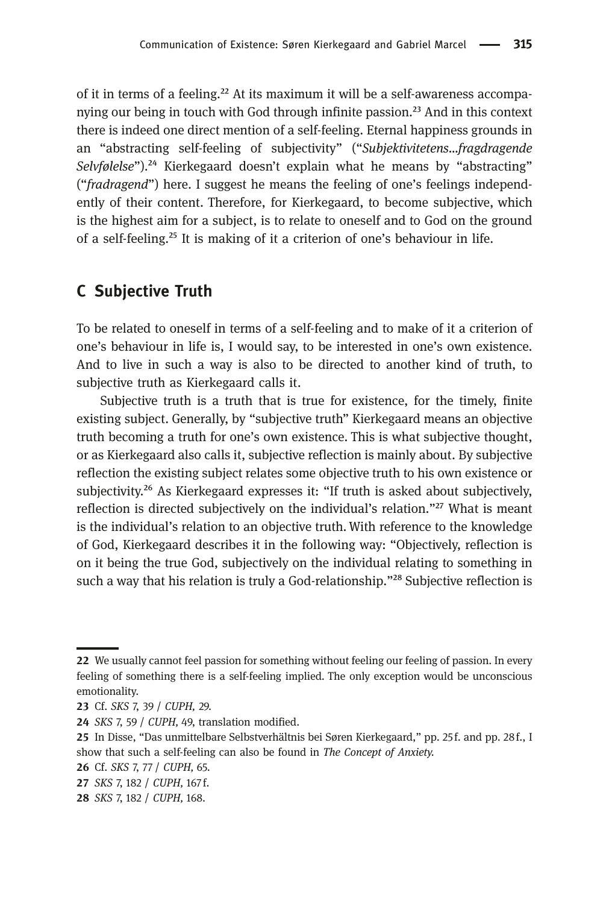of it in terms of a feeling.[22] At its maximum it will be a self-awareness accompanying our being in touch with God through infinite passion.[23] And in this context there is indeed one direct mention of a self-feeling. Eternal happiness grounds in an "abstracting self-feeling of subjectivity" ("*Subjektivitetens…fragdragende Selvfølelse*").[24] Kierkegaard doesn't explain what he means by "abstracting" ("*fradragend*") here. I suggest he means the feeling of one's feelings independently of their content. Therefore, for Kierkegaard, to become subjective, which is the highest aim for a subject, is to relate to oneself and to God on the ground of a self-feeling.[25] It is making of it a criterion of one's behaviour in life.

## C Subjective Truth

To be related to oneself in terms of a self-feeling and to make of it a criterion of one's behaviour in life is, I would say, to be interested in one's own existence. And to live in such a way is also to be directed to another kind of truth, to subjective truth as Kierkegaard calls it.

Subjective truth is a truth that is true for existence, for the timely, finite existing subject. Generally, by "subjective truth" Kierkegaard means an objective truth becoming a truth for one's own existence. This is what subjective thought, or as Kierkegaard also calls it, subjective reflection is mainly about. By subjective reflection the existing subject relates some objective truth to his own existence or subjectivity.[26] As Kierkegaard expresses it: "If truth is asked about subjectively, reflection is directed subjectively on the individual's relation."[27] What is meant is the individual's relation to an objective truth. With reference to the knowledge of God, Kierkegaard describes it in the following way: "Objectively, reflection is on it being the true God, subjectively on the individual relating to something in such a way that his relation is truly a God-relationship."[28] Subjective reflection is

---

**22** We usually cannot feel passion for something without feeling our feeling of passion. In every feeling of something there is a self-feeling implied. The only exception would be unconscious emotionality.

**23** Cf. *SKS* 7, 39 / *CUPH*, 29.

**24** *SKS* 7, 59 / *CUPH*, 49, translation modified.

**25** In Disse, "Das unmittelbare Selbstverhältnis bei Søren Kierkegaard," pp. 25 f. and pp. 28 f., I show that such a self-feeling can also be found in *The Concept of Anxiety*.

**26** Cf. *SKS* 7, 77 / *CUPH*, 65.

**27** *SKS* 7, 182 / *CUPH*, 167 f.

**28** *SKS* 7, 182 / *CUPH*, 168.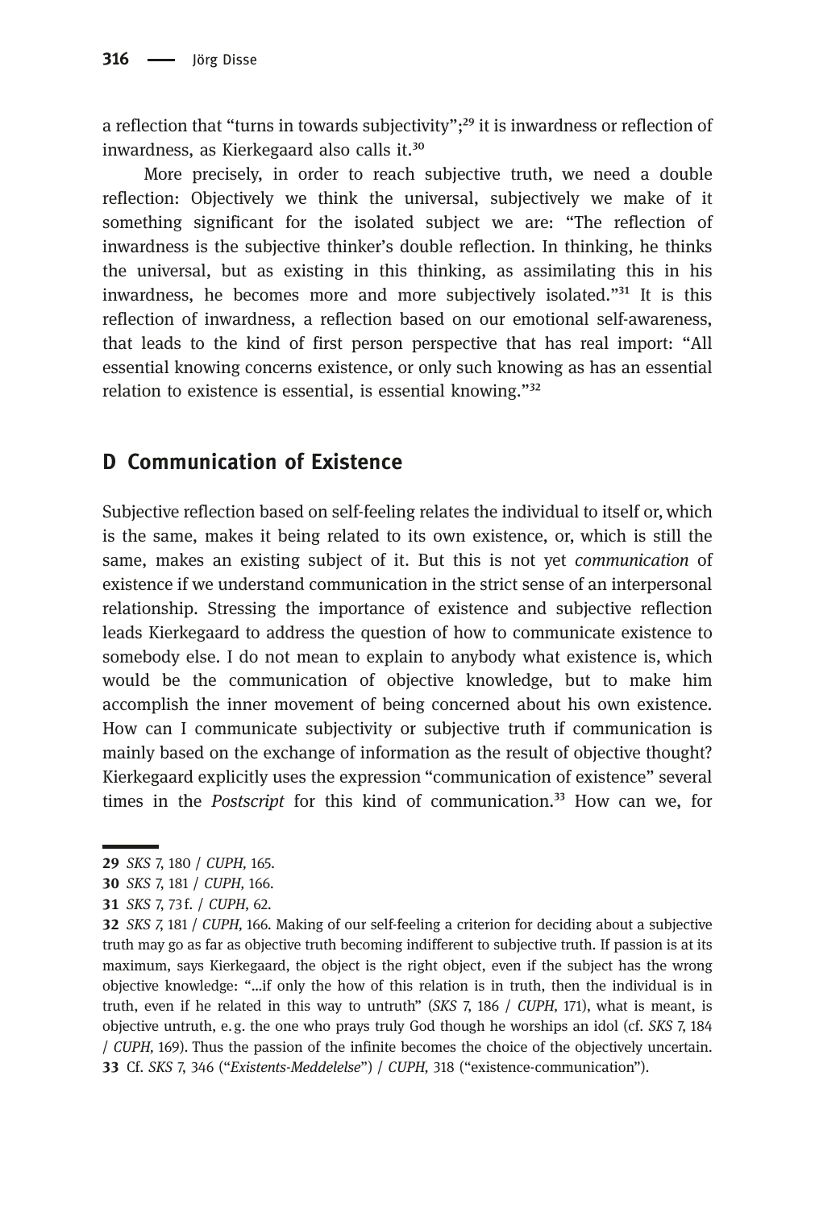a reflection that "turns in towards subjectivity";[29] it is inwardness or reflection of inwardness, as Kierkegaard also calls it.[30]

More precisely, in order to reach subjective truth, we need a double reflection: Objectively we think the universal, subjectively we make of it something significant for the isolated subject we are: "The reflection of inwardness is the subjective thinker's double reflection. In thinking, he thinks the universal, but as existing in this thinking, as assimilating this in his inwardness, he becomes more and more subjectively isolated."[31] It is this reflection of inwardness, a reflection based on our emotional self-awareness, that leads to the kind of first person perspective that has real import: "All essential knowing concerns existence, or only such knowing as has an essential relation to existence is essential, is essential knowing."[32]

## D Communication of Existence

Subjective reflection based on self-feeling relates the individual to itself or, which is the same, makes it being related to its own existence, or, which is still the same, makes an existing subject of it. But this is not yet *communication* of existence if we understand communication in the strict sense of an interpersonal relationship. Stressing the importance of existence and subjective reflection leads Kierkegaard to address the question of how to communicate existence to somebody else. I do not mean to explain to anybody what existence is, which would be the communication of objective knowledge, but to make him accomplish the inner movement of being concerned about his own existence. How can I communicate subjectivity or subjective truth if communication is mainly based on the exchange of information as the result of objective thought? Kierkegaard explicitly uses the expression "communication of existence" several times in the *Postscript* for this kind of communication.[33] How can we, for

---

**29** *SKS* 7, 180 / *CUPH*, 165.

**30** *SKS* 7, 181 / *CUPH*, 166.

**31** *SKS* 7, 73 f. / *CUPH*, 62.

**32** *SKS 7*, 181 / *CUPH*, 166. Making of our self-feeling a criterion for deciding about a subjective truth may go as far as objective truth becoming indifferent to subjective truth. If passion is at its maximum, says Kierkegaard, the object is the right object, even if the subject has the wrong objective knowledge: "...if only the how of this relation is in truth, then the individual is in truth, even if he related in this way to untruth" (*SKS* 7, 186 / *CUPH*, 171), what is meant, is objective untruth, e. g. the one who prays truly God though he worships an idol (cf. *SKS* 7, 184 / *CUPH*, 169). Thus the passion of the infinite becomes the choice of the objectively uncertain.

**33** Cf. *SKS* 7, 346 ("*Existents-Meddelelse*") / *CUPH*, 318 ("existence-communication").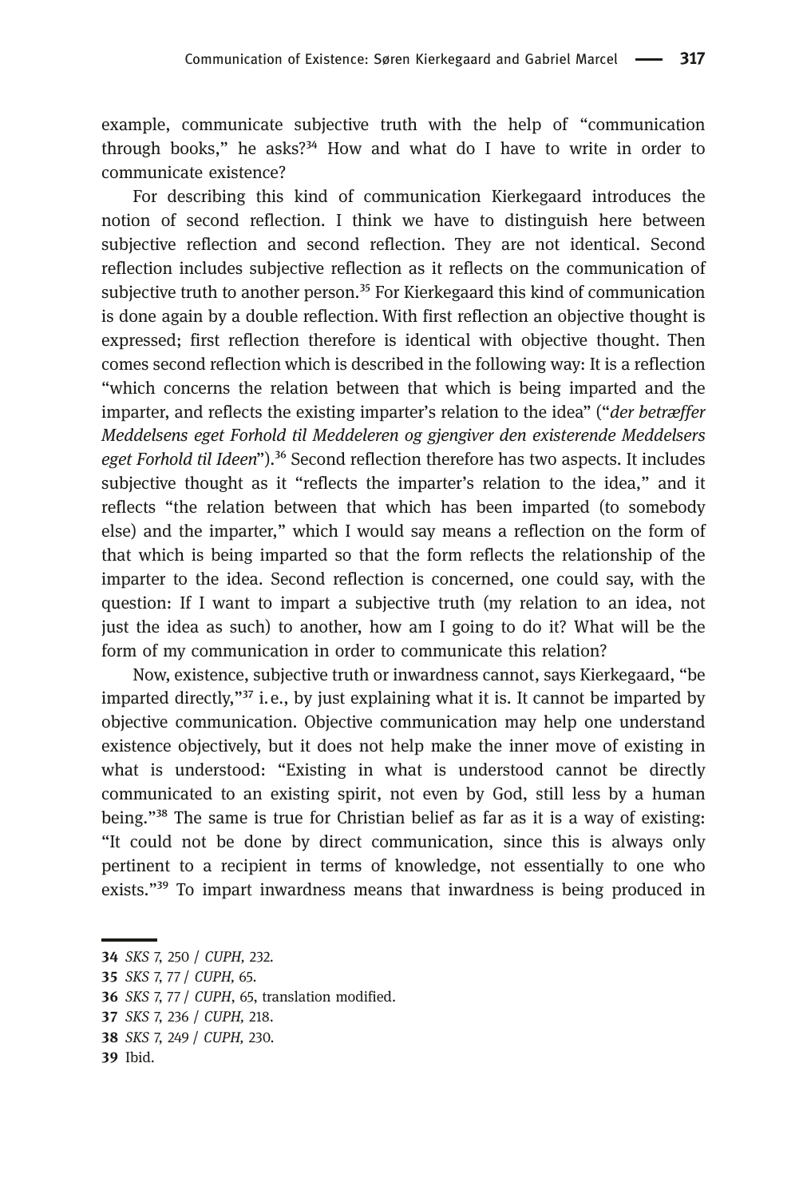example, communicate subjective truth with the help of "communication through books," he asks?[34] How and what do I have to write in order to communicate existence?

For describing this kind of communication Kierkegaard introduces the notion of second reflection. I think we have to distinguish here between subjective reflection and second reflection. They are not identical. Second reflection includes subjective reflection as it reflects on the communication of subjective truth to another person.[35] For Kierkegaard this kind of communication is done again by a double reflection. With first reflection an objective thought is expressed; first reflection therefore is identical with objective thought. Then comes second reflection which is described in the following way: It is a reflection "which concerns the relation between that which is being imparted and the imparter, and reflects the existing imparter's relation to the idea" ("*der betræffer Meddelsens eget Forhold til Meddeleren og gjengiver den existerende Meddelsers eget Forhold til Ideen*").[36] Second reflection therefore has two aspects. It includes subjective thought as it "reflects the imparter's relation to the idea," and it reflects "the relation between that which has been imparted (to somebody else) and the imparter," which I would say means a reflection on the form of that which is being imparted so that the form reflects the relationship of the imparter to the idea. Second reflection is concerned, one could say, with the question: If I want to impart a subjective truth (my relation to an idea, not just the idea as such) to another, how am I going to do it? What will be the form of my communication in order to communicate this relation?

Now, existence, subjective truth or inwardness cannot, says Kierkegaard, "be imparted directly,"[37] i. e., by just explaining what it is. It cannot be imparted by objective communication. Objective communication may help one understand existence objectively, but it does not help make the inner move of existing in what is understood: "Existing in what is understood cannot be directly communicated to an existing spirit, not even by God, still less by a human being."[38] The same is true for Christian belief as far as it is a way of existing: "It could not be done by direct communication, since this is always only pertinent to a recipient in terms of knowledge, not essentially to one who exists."[39] To impart inwardness means that inwardness is being produced in

34 *SKS* 7, 250 / *CUPH,* 232.
35 *SKS* 7, 77 / *CUPH,* 65.
36 *SKS* 7, 77 / *CUPH*, 65, translation modified.
37 *SKS* 7, 236 / *CUPH,* 218.
38 *SKS* 7, 249 / *CUPH,* 230.
39 Ibid.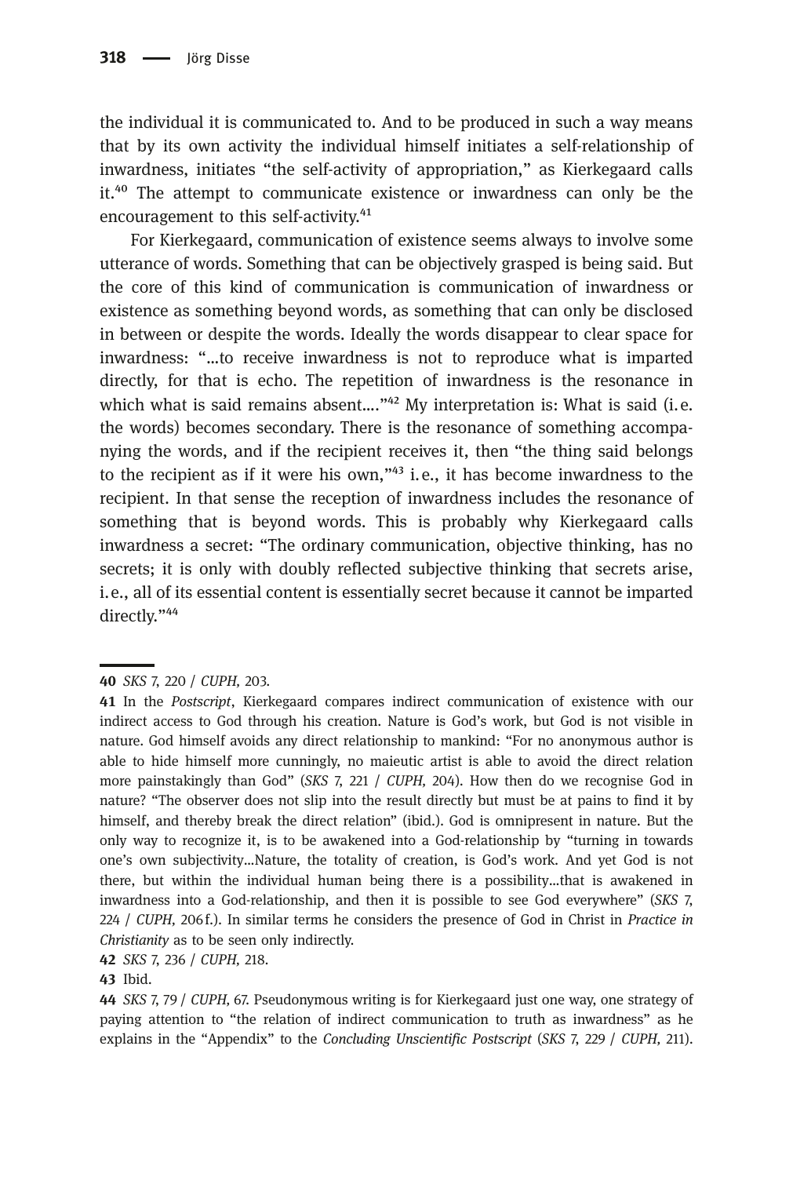the individual it is communicated to. And to be produced in such a way means that by its own activity the individual himself initiates a self-relationship of inwardness, initiates "the self-activity of appropriation," as Kierkegaard calls it.[40] The attempt to communicate existence or inwardness can only be the encouragement to this self-activity.[41]

For Kierkegaard, communication of existence seems always to involve some utterance of words. Something that can be objectively grasped is being said. But the core of this kind of communication is communication of inwardness or existence as something beyond words, as something that can only be disclosed in between or despite the words. Ideally the words disappear to clear space for inwardness: "...to receive inwardness is not to reproduce what is imparted directly, for that is echo. The repetition of inwardness is the resonance in which what is said remains absent...."[42] My interpretation is: What is said (i.e. the words) becomes secondary. There is the resonance of something accompanying the words, and if the recipient receives it, then "the thing said belongs to the recipient as if it were his own,"[43] i.e., it has become inwardness to the recipient. In that sense the reception of inwardness includes the resonance of something that is beyond words. This is probably why Kierkegaard calls inwardness a secret: "The ordinary communication, objective thinking, has no secrets; it is only with doubly reflected subjective thinking that secrets arise, i.e., all of its essential content is essentially secret because it cannot be imparted directly."[44]

---

**40** *SKS* 7, 220 / *CUPH*, 203.

**41** In the *Postscript*, Kierkegaard compares indirect communication of existence with our indirect access to God through his creation. Nature is God's work, but God is not visible in nature. God himself avoids any direct relationship to mankind: "For no anonymous author is able to hide himself more cunningly, no maieutic artist is able to avoid the direct relation more painstakingly than God" (*SKS* 7, 221 / *CUPH*, 204). How then do we recognise God in nature? "The observer does not slip into the result directly but must be at pains to find it by himself, and thereby break the direct relation" (ibid.). God is omnipresent in nature. But the only way to recognize it, is to be awakened into a God-relationship by "turning in towards one's own subjectivity...Nature, the totality of creation, is God's work. And yet God is not there, but within the individual human being there is a possibility...that is awakened in inwardness into a God-relationship, and then it is possible to see God everywhere" (*SKS* 7, 224 / *CUPH*, 206 f.). In similar terms he considers the presence of God in Christ in *Practice in Christianity* as to be seen only indirectly.

**42** *SKS* 7, 236 / *CUPH*, 218.

**43** Ibid.

**44** *SKS* 7, 79 / *CUPH*, 67. Pseudonymous writing is for Kierkegaard just one way, one strategy of paying attention to "the relation of indirect communication to truth as inwardness" as he explains in the "Appendix" to the *Concluding Unscientific Postscript* (*SKS* 7, 229 / *CUPH*, 211).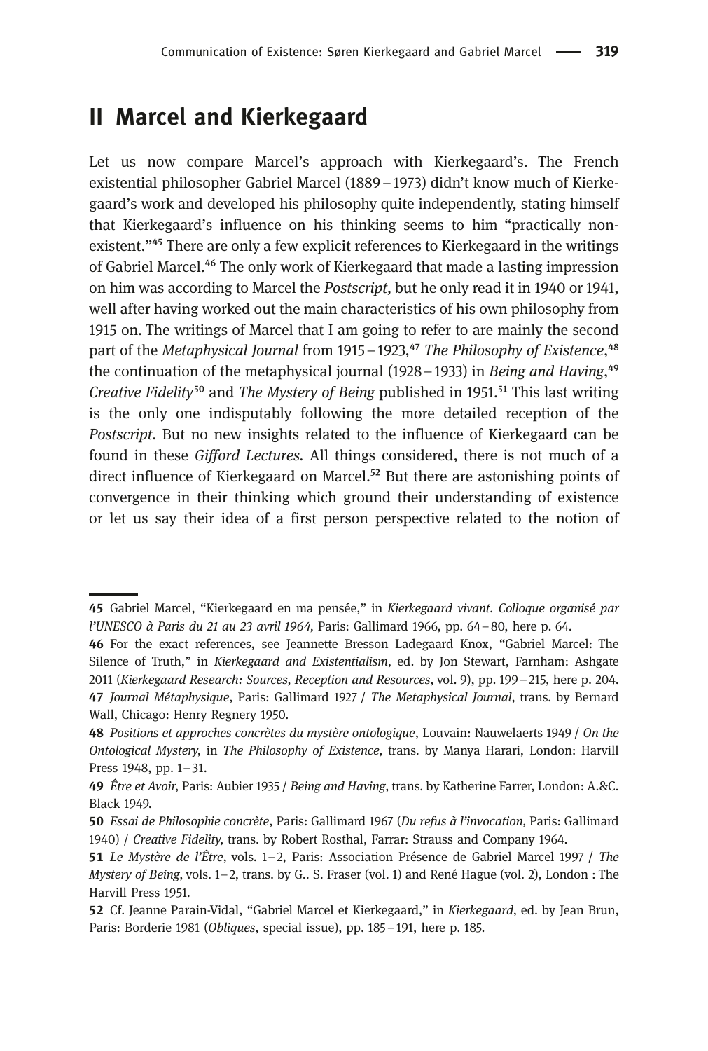## II Marcel and Kierkegaard

Let us now compare Marcel's approach with Kierkegaard's. The French existential philosopher Gabriel Marcel (1889–1973) didn't know much of Kierkegaard's work and developed his philosophy quite independently, stating himself that Kierkegaard's influence on his thinking seems to him "practically non-existent."[45] There are only a few explicit references to Kierkegaard in the writings of Gabriel Marcel.[46] The only work of Kierkegaard that made a lasting impression on him was according to Marcel the *Postscript*, but he only read it in 1940 or 1941, well after having worked out the main characteristics of his own philosophy from 1915 on. The writings of Marcel that I am going to refer to are mainly the second part of the *Metaphysical Journal* from 1915–1923,[47] *The Philosophy of Existence*,[48] the continuation of the metaphysical journal (1928–1933) in *Being and Having*,[49] *Creative Fidelity*[50] and *The Mystery of Being* published in 1951.[51] This last writing is the only one indisputably following the more detailed reception of the *Postscript*. But no new insights related to the influence of Kierkegaard can be found in these *Gifford Lectures*. All things considered, there is not much of a direct influence of Kierkegaard on Marcel.[52] But there are astonishing points of convergence in their thinking which ground their understanding of existence or let us say their idea of a first person perspective related to the notion of

---

45 Gabriel Marcel, "Kierkegaard en ma pensée," in *Kierkegaard vivant. Colloque organisé par l'UNESCO à Paris du 21 au 23 avril 1964,* Paris: Gallimard 1966, pp. 64–80, here p. 64.

46 For the exact references, see Jeannette Bresson Ladegaard Knox, "Gabriel Marcel: The Silence of Truth," in *Kierkegaard and Existentialism*, ed. by Jon Stewart, Farnham: Ashgate 2011 (*Kierkegaard Research: Sources, Reception and Resources*, vol. 9), pp. 199–215, here p. 204.

47 *Journal Métaphysique*, Paris: Gallimard 1927 / *The Metaphysical Journal*, trans. by Bernard Wall, Chicago: Henry Regnery 1950.

48 *Positions et approches concrètes du mystère ontologique*, Louvain: Nauwelaerts 1949 / *On the Ontological Mystery*, in *The Philosophy of Existence*, trans. by Manya Harari, London: Harvill Press 1948, pp. 1–31.

49 *Être et Avoir*, Paris: Aubier 1935 / *Being and Having*, trans. by Katherine Farrer, London: A.&C. Black 1949.

50 *Essai de Philosophie concrète*, Paris: Gallimard 1967 (*Du refus à l'invocation*, Paris: Gallimard 1940) / *Creative Fidelity*, trans. by Robert Rosthal, Farrar: Strauss and Company 1964.

51 *Le Mystère de l'Être*, vols. 1–2, Paris: Association Présence de Gabriel Marcel 1997 / *The Mystery of Being*, vols. 1–2, trans. by G.. S. Fraser (vol. 1) and René Hague (vol. 2), London : The Harvill Press 1951.

52 Cf. Jeanne Parain-Vidal, "Gabriel Marcel et Kierkegaard," in *Kierkegaard*, ed. by Jean Brun, Paris: Borderie 1981 (*Obliques*, special issue), pp. 185–191, here p. 185.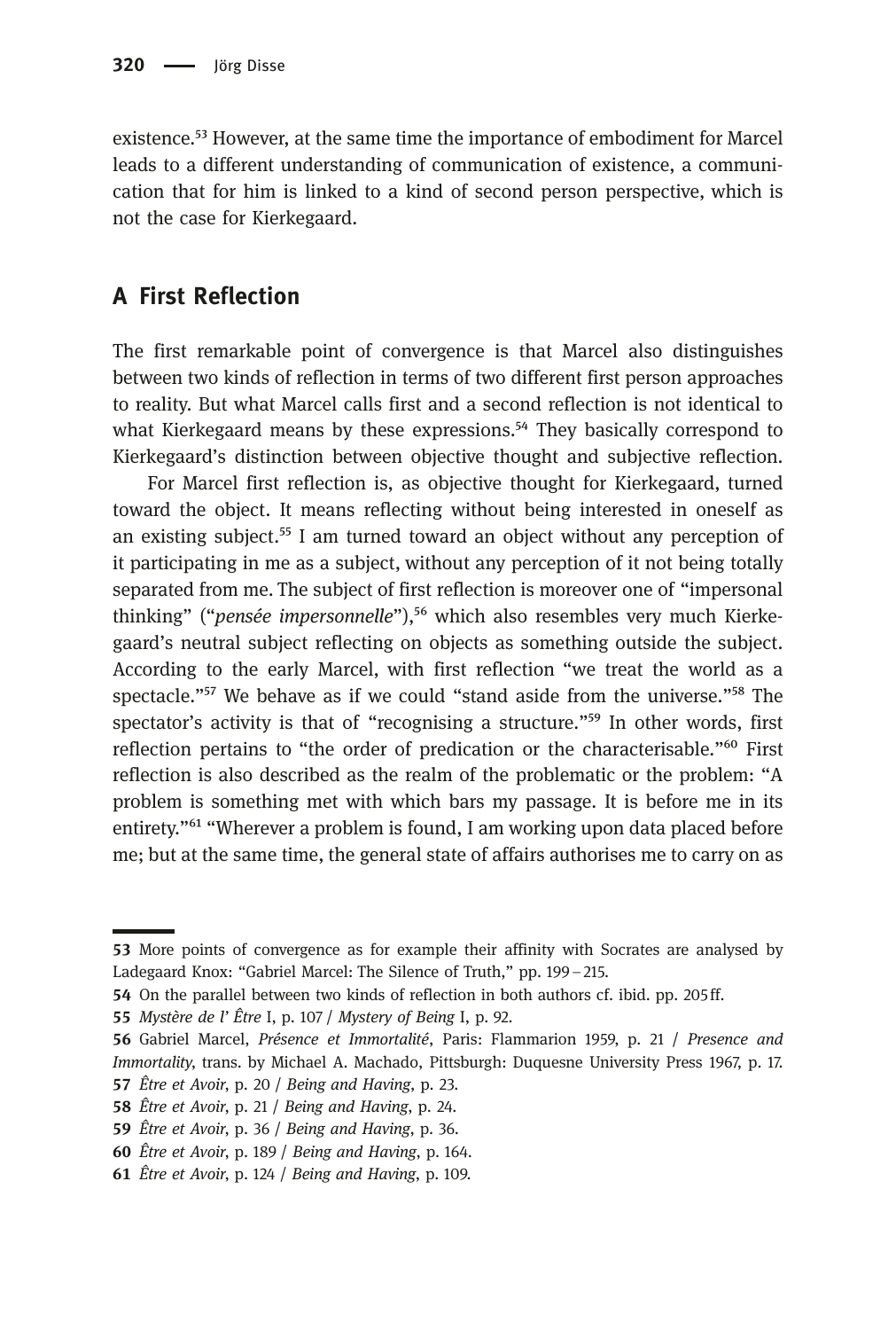existence.[53] However, at the same time the importance of embodiment for Marcel leads to a different understanding of communication of existence, a communication that for him is linked to a kind of second person perspective, which is not the case for Kierkegaard.

## A First Reflection

The first remarkable point of convergence is that Marcel also distinguishes between two kinds of reflection in terms of two different first person approaches to reality. But what Marcel calls first and a second reflection is not identical to what Kierkegaard means by these expressions.[54] They basically correspond to Kierkegaard's distinction between objective thought and subjective reflection.

For Marcel first reflection is, as objective thought for Kierkegaard, turned toward the object. It means reflecting without being interested in oneself as an existing subject.[55] I am turned toward an object without any perception of it participating in me as a subject, without any perception of it not being totally separated from me. The subject of first reflection is moreover one of "impersonal thinking" ("*pensée impersonnelle*"),[56] which also resembles very much Kierkegaard's neutral subject reflecting on objects as something outside the subject. According to the early Marcel, with first reflection "we treat the world as a spectacle."[57] We behave as if we could "stand aside from the universe."[58] The spectator's activity is that of "recognising a structure."[59] In other words, first reflection pertains to "the order of predication or the characterisable."[60] First reflection is also described as the realm of the problematic or the problem: "A problem is something met with which bars my passage. It is before me in its entirety."[61] "Wherever a problem is found, I am working upon data placed before me; but at the same time, the general state of affairs authorises me to carry on as

---

**53** More points of convergence as for example their affinity with Socrates are analysed by Ladegaard Knox: "Gabriel Marcel: The Silence of Truth," pp. 199 – 215.

**54** On the parallel between two kinds of reflection in both authors cf. ibid. pp. 205 ff.

**55** *Mystère de l' Être* I, p. 107 / *Mystery of Being* I, p. 92.

**56** Gabriel Marcel, *Présence et Immortalité*, Paris: Flammarion 1959, p. 21 / *Presence and Immortality*, trans. by Michael A. Machado, Pittsburgh: Duquesne University Press 1967, p. 17.

**57** *Être et Avoir*, p. 20 / *Being and Having*, p. 23.

**58** *Être et Avoir*, p. 21 / *Being and Having*, p. 24.

**59** *Être et Avoir*, p. 36 / *Being and Having*, p. 36.

**60** *Être et Avoir*, p. 189 / *Being and Having*, p. 164.

**61** *Être et Avoir*, p. 124 / *Being and Having*, p. 109.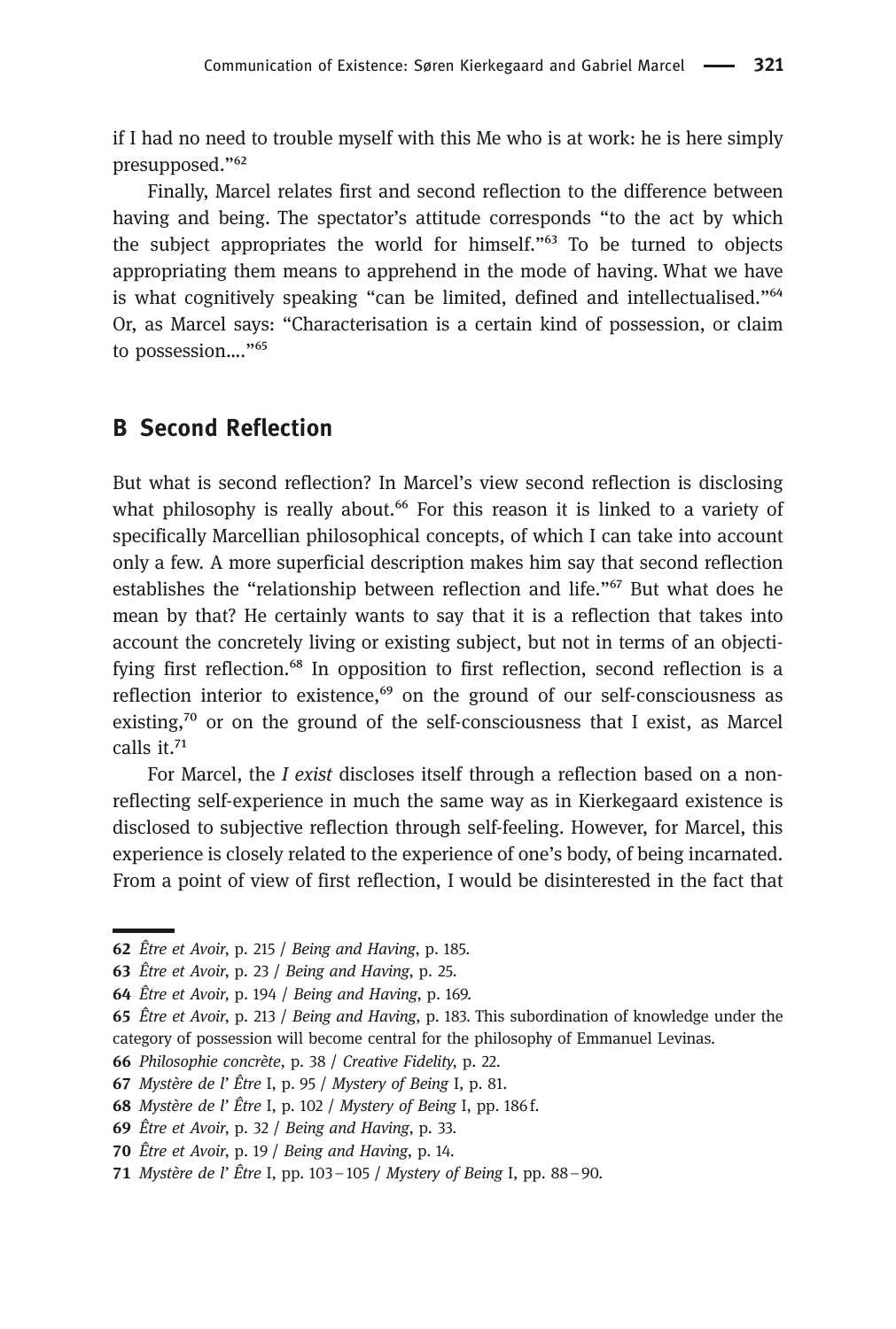if I had no need to trouble myself with this Me who is at work: he is here simply presupposed."[62]

Finally, Marcel relates first and second reflection to the difference between having and being. The spectator's attitude corresponds "to the act by which the subject appropriates the world for himself."[63] To be turned to objects appropriating them means to apprehend in the mode of having. What we have is what cognitively speaking "can be limited, defined and intellectualised."[64] Or, as Marcel says: "Characterisation is a certain kind of possession, or claim to possession…."[65]

## B Second Reflection

But what is second reflection? In Marcel's view second reflection is disclosing what philosophy is really about.[66] For this reason it is linked to a variety of specifically Marcellian philosophical concepts, of which I can take into account only a few. A more superficial description makes him say that second reflection establishes the "relationship between reflection and life."[67] But what does he mean by that? He certainly wants to say that it is a reflection that takes into account the concretely living or existing subject, but not in terms of an objectifying first reflection.[68] In opposition to first reflection, second reflection is a reflection interior to existence,[69] on the ground of our self-consciousness as existing,[70] or on the ground of the self-consciousness that I exist, as Marcel calls it.[71]

For Marcel, the *I exist* discloses itself through a reflection based on a non-reflecting self-experience in much the same way as in Kierkegaard existence is disclosed to subjective reflection through self-feeling. However, for Marcel, this experience is closely related to the experience of one's body, of being incarnated. From a point of view of first reflection, I would be disinterested in the fact that

---

62 *Être et Avoir*, p. 215 / *Being and Having*, p. 185.

63 *Être et Avoir*, p. 23 / *Being and Having*, p. 25.

64 *Être et Avoir*, p. 194 / *Being and Having*, p. 169.

65 *Être et Avoir*, p. 213 / *Being and Having*, p. 183. This subordination of knowledge under the category of possession will become central for the philosophy of Emmanuel Levinas.

66 *Philosophie concrète*, p. 38 / *Creative Fidelity*, p. 22.

67 *Mystère de l' Être* I, p. 95 / *Mystery of Being* I, p. 81.

68 *Mystère de l' Être* I, p. 102 / *Mystery of Being* I, pp. 186 f.

69 *Être et Avoir*, p. 32 / *Being and Having*, p. 33.

70 *Être et Avoir*, p. 19 / *Being and Having*, p. 14.

71 *Mystère de l' Être* I, pp. 103–105 / *Mystery of Being* I, pp. 88–90.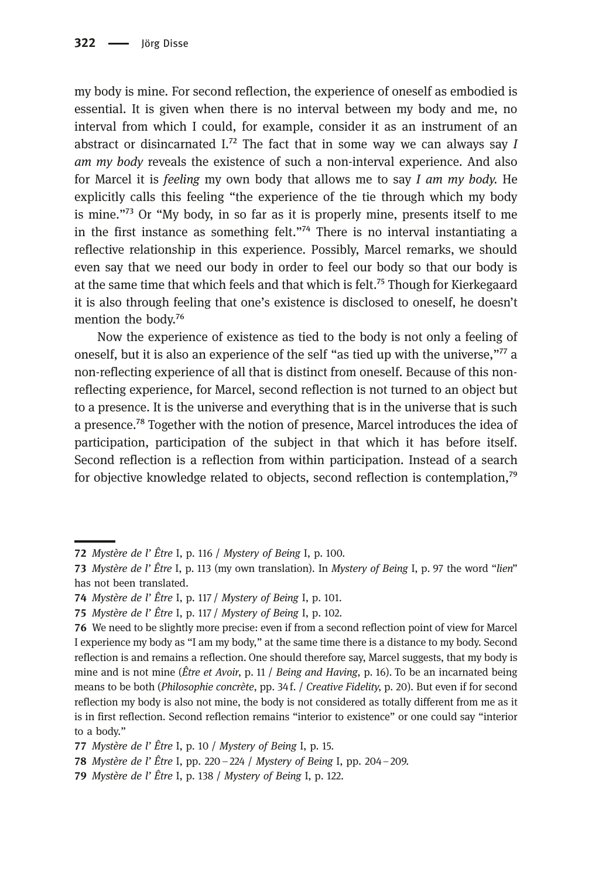my body is mine. For second reflection, the experience of oneself as embodied is essential. It is given when there is no interval between my body and me, no interval from which I could, for example, consider it as an instrument of an abstract or disincarnated I.[72] The fact that in some way we can always say *I am my body* reveals the existence of such a non-interval experience. And also for Marcel it is *feeling* my own body that allows me to say *I am my body.* He explicitly calls this feeling "the experience of the tie through which my body is mine."[73] Or "My body, in so far as it is properly mine, presents itself to me in the first instance as something felt."[74] There is no interval instantiating a reflective relationship in this experience. Possibly, Marcel remarks, we should even say that we need our body in order to feel our body so that our body is at the same time that which feels and that which is felt.[75] Though for Kierkegaard it is also through feeling that one's existence is disclosed to oneself, he doesn't mention the body.[76]

Now the experience of existence as tied to the body is not only a feeling of oneself, but it is also an experience of the self "as tied up with the universe,"[77] a non-reflecting experience of all that is distinct from oneself. Because of this non-reflecting experience, for Marcel, second reflection is not turned to an object but to a presence. It is the universe and everything that is in the universe that is such a presence.[78] Together with the notion of presence, Marcel introduces the idea of participation, participation of the subject in that which it has before itself. Second reflection is a reflection from within participation. Instead of a search for objective knowledge related to objects, second reflection is contemplation,[79]

---

**72** *Mystère de l' Être* I, p. 116 / *Mystery of Being* I, p. 100.

**73** *Mystère de l' Être* I, p. 113 (my own translation). In *Mystery of Being* I, p. 97 the word "*lien*" has not been translated.

**74** *Mystère de l' Être* I, p. 117 / *Mystery of Being* I, p. 101.

**75** *Mystère de l' Être* I, p. 117 / *Mystery of Being* I, p. 102.

**76** We need to be slightly more precise: even if from a second reflection point of view for Marcel I experience my body as "I am my body," at the same time there is a distance to my body. Second reflection is and remains a reflection. One should therefore say, Marcel suggests, that my body is mine and is not mine (*Être et Avoir*, p. 11 / *Being and Having*, p. 16). To be an incarnated being means to be both (*Philosophie concrète*, pp. 34 f. / *Creative Fidelity*, p. 20). But even if for second reflection my body is also not mine, the body is not considered as totally different from me as it is in first reflection. Second reflection remains "interior to existence" or one could say "interior to a body."

**77** *Mystère de l' Être* I, p. 10 / *Mystery of Being* I, p. 15.

**78** *Mystère de l' Être* I, pp. 220 – 224 / *Mystery of Being* I, pp. 204 – 209.

**79** *Mystère de l' Être* I, p. 138 / *Mystery of Being* I, p. 122.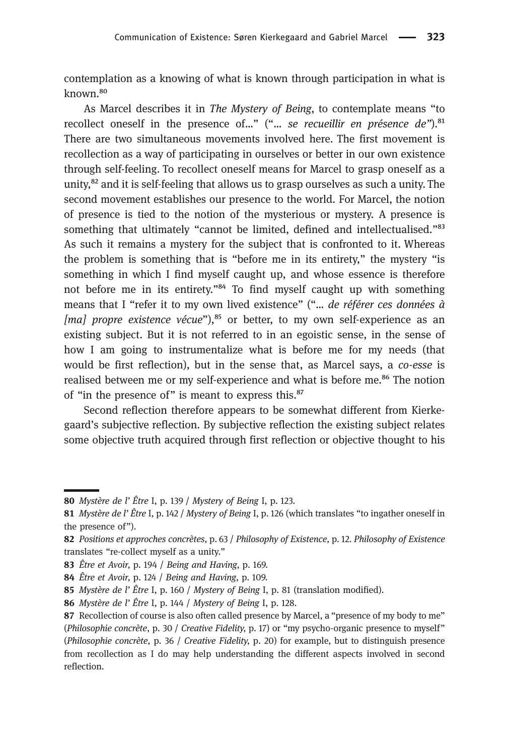contemplation as a knowing of what is known through participation in what is known.[80]

As Marcel describes it in *The Mystery of Being*, to contemplate means "to recollect oneself in the presence of..." ("... *se recueillir en présence de*").[81] There are two simultaneous movements involved here. The first movement is recollection as a way of participating in ourselves or better in our own existence through self-feeling. To recollect oneself means for Marcel to grasp oneself as a unity,[82] and it is self-feeling that allows us to grasp ourselves as such a unity. The second movement establishes our presence to the world. For Marcel, the notion of presence is tied to the notion of the mysterious or mystery. A presence is something that ultimately "cannot be limited, defined and intellectualised."[83] As such it remains a mystery for the subject that is confronted to it. Whereas the problem is something that is "before me in its entirety," the mystery "is something in which I find myself caught up, and whose essence is therefore not before me in its entirety."[84] To find myself caught up with something means that I "refer it to my own lived existence" ("... *de référer ces données à [ma] propre existence vécue*"),[85] or better, to my own self-experience as an existing subject. But it is not referred to in an egoistic sense, in the sense of how I am going to instrumentalize what is before me for my needs (that would be first reflection), but in the sense that, as Marcel says, a *co-esse* is realised between me or my self-experience and what is before me.[86] The notion of "in the presence of" is meant to express this.[87]

Second reflection therefore appears to be somewhat different from Kierkegaard's subjective reflection. By subjective reflection the existing subject relates some objective truth acquired through first reflection or objective thought to his

---

**80** *Mystère de l' Être* I, p. 139 / *Mystery of Being* I, p. 123.

**81** *Mystère de l' Être* I, p. 142 / *Mystery of Being* I, p. 126 (which translates "to ingather oneself in the presence of").

**82** *Positions et approches concrètes*, p. 63 / *Philosophy of Existence*, p. 12. *Philosophy of Existence* translates "re-collect myself as a unity."

**83** *Être et Avoir*, p. 194 / *Being and Having*, p. 169.

**84** *Être et Avoir*, p. 124 / *Being and Having*, p. 109.

**85** *Mystère de l' Être* I, p. 160 / *Mystery of Being* I, p. 81 (translation modified).

**86** *Mystère de l' Être* I, p. 144 / *Mystery of Being* I, p. 128.

**87** Recollection of course is also often called presence by Marcel, a "presence of my body to me" (*Philosophie concrète*, p. 30 / *Creative Fidelity*, p. 17) or "my psycho-organic presence to myself" (*Philosophie concrète*, p. 36 / *Creative Fidelity*, p. 20) for example, but to distinguish presence from recollection as I do may help understanding the different aspects involved in second reflection.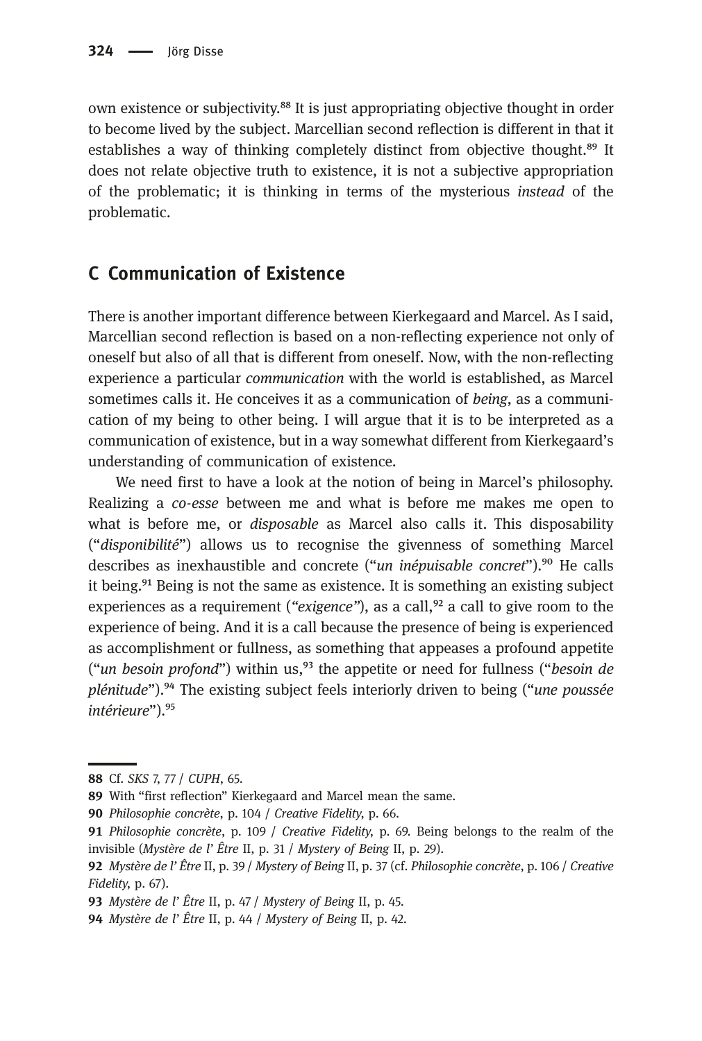own existence or subjectivity.[88] It is just appropriating objective thought in order to become lived by the subject. Marcellian second reflection is different in that it establishes a way of thinking completely distinct from objective thought.[89] It does not relate objective truth to existence, it is not a subjective appropriation of the problematic; it is thinking in terms of the mysterious *instead* of the problematic.

## C Communication of Existence

There is another important difference between Kierkegaard and Marcel. As I said, Marcellian second reflection is based on a non-reflecting experience not only of oneself but also of all that is different from oneself. Now, with the non-reflecting experience a particular *communication* with the world is established, as Marcel sometimes calls it. He conceives it as a communication of *being*, as a communication of my being to other being. I will argue that it is to be interpreted as a communication of existence, but in a way somewhat different from Kierkegaard's understanding of communication of existence.

We need first to have a look at the notion of being in Marcel's philosophy. Realizing a *co-esse* between me and what is before me makes me open to what is before me, or *disposable* as Marcel also calls it. This disposability ("*disponibilité*") allows us to recognise the givenness of something Marcel describes as inexhaustible and concrete ("*un inépuisable concret*").[90] He calls it being.[91] Being is not the same as existence. It is something an existing subject experiences as a requirement (*"exigence"*), as a call,[92] a call to give room to the experience of being. And it is a call because the presence of being is experienced as accomplishment or fullness, as something that appeases a profound appetite ("*un besoin profond*") within us,[93] the appetite or need for fullness ("*besoin de plénitude*").[94] The existing subject feels interiorly driven to being ("*une poussée intérieure*").[95]

---

88 Cf. *SKS* 7, 77 / *CUPH*, 65.

89 With "first reflection" Kierkegaard and Marcel mean the same.

90 *Philosophie concrète*, p. 104 / *Creative Fidelity*, p. 66.

91 *Philosophie concrète*, p. 109 / *Creative Fidelity*, p. 69. Being belongs to the realm of the invisible (*Mystère de l' Être* II, p. 31 / *Mystery of Being* II, p. 29).

92 *Mystère de l' Être* II, p. 39 / *Mystery of Being* II, p. 37 (cf. *Philosophie concrète*, p. 106 / *Creative Fidelity*, p. 67).

93 *Mystère de l' Être* II, p. 47 / *Mystery of Being* II, p. 45.

94 *Mystère de l' Être* II, p. 44 / *Mystery of Being* II, p. 42.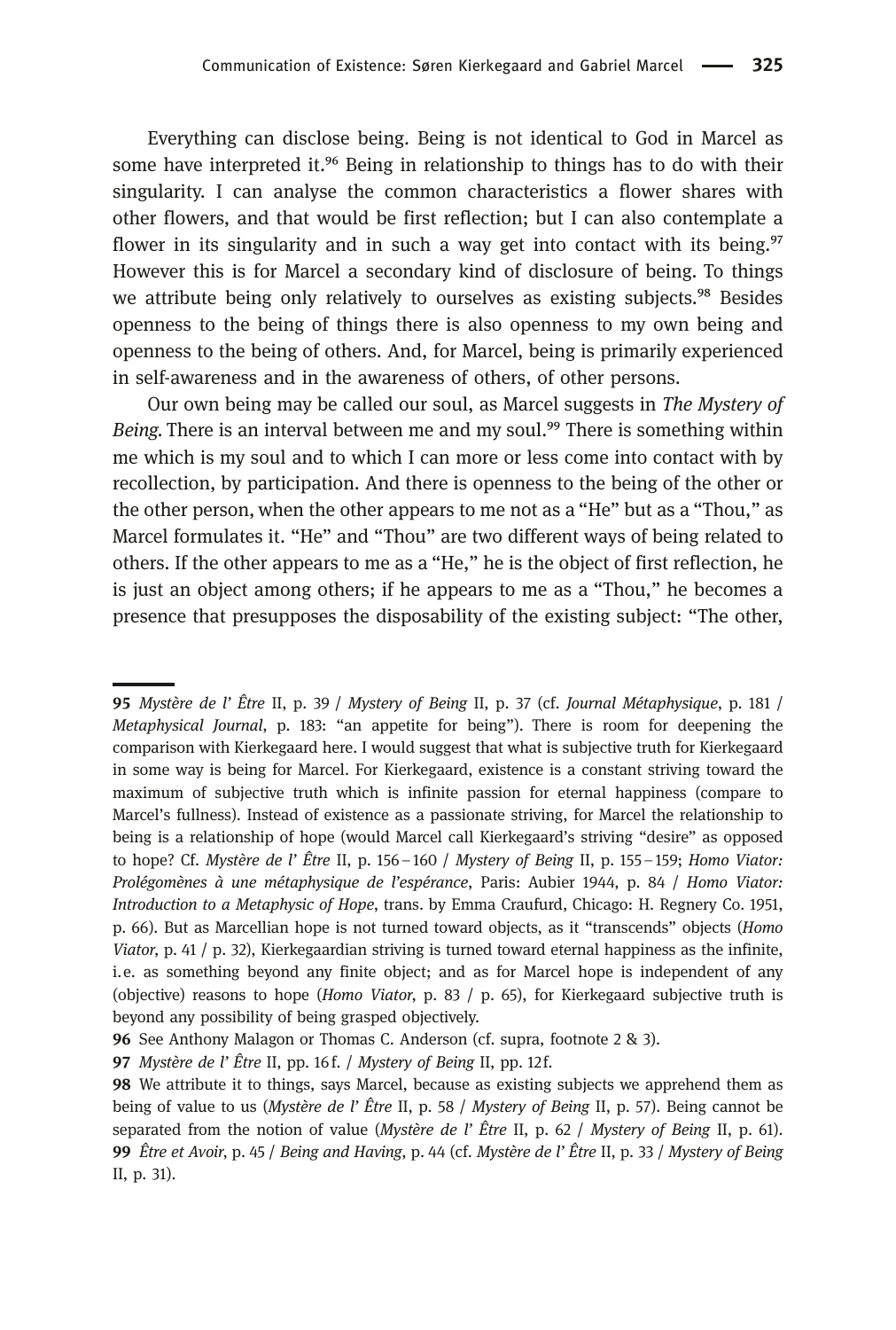Everything can disclose being. Being is not identical to God in Marcel as some have interpreted it.[96] Being in relationship to things has to do with their singularity. I can analyse the common characteristics a flower shares with other flowers, and that would be first reflection; but I can also contemplate a flower in its singularity and in such a way get into contact with its being.[97] However this is for Marcel a secondary kind of disclosure of being. To things we attribute being only relatively to ourselves as existing subjects.[98] Besides openness to the being of things there is also openness to my own being and openness to the being of others. And, for Marcel, being is primarily experienced in self-awareness and in the awareness of others, of other persons.

Our own being may be called our soul, as Marcel suggests in *The Mystery of Being*. There is an interval between me and my soul.[99] There is something within me which is my soul and to which I can more or less come into contact with by recollection, by participation. And there is openness to the being of the other or the other person, when the other appears to me not as a "He" but as a "Thou," as Marcel formulates it. "He" and "Thou" are two different ways of being related to others. If the other appears to me as a "He," he is the object of first reflection, he is just an object among others; if he appears to me as a "Thou," he becomes a presence that presupposes the disposability of the existing subject: "The other,

---

**95** *Mystère de l' Être* II, p. 39 / *Mystery of Being* II, p. 37 (cf. *Journal Métaphysique*, p. 181 / *Metaphysical Journal*, p. 183: "an appetite for being"). There is room for deepening the comparison with Kierkegaard here. I would suggest that what is subjective truth for Kierkegaard in some way is being for Marcel. For Kierkegaard, existence is a constant striving toward the maximum of subjective truth which is infinite passion for eternal happiness (compare to Marcel's fullness). Instead of existence as a passionate striving, for Marcel the relationship to being is a relationship of hope (would Marcel call Kierkegaard's striving "desire" as opposed to hope? Cf. *Mystère de l' Être* II, p. 156–160 / *Mystery of Being* II, p. 155–159; *Homo Viator: Prolégomènes à une métaphysique de l'espérance*, Paris: Aubier 1944, p. 84 / *Homo Viator: Introduction to a Metaphysic of Hope*, trans. by Emma Craufurd, Chicago: H. Regnery Co. 1951, p. 66). But as Marcellian hope is not turned toward objects, as it "transcends" objects (*Homo Viator*, p. 41 / p. 32), Kierkegaardian striving is turned toward eternal happiness as the infinite, i.e. as something beyond any finite object; and as for Marcel hope is independent of any (objective) reasons to hope (*Homo Viator*, p. 83 / p. 65), for Kierkegaard subjective truth is beyond any possibility of being grasped objectively.

**96** See Anthony Malagon or Thomas C. Anderson (cf. supra, footnote 2 & 3).

**97** *Mystère de l' Être* II, pp. 16 f. / *Mystery of Being* II, pp. 12 f.

**98** We attribute it to things, says Marcel, because as existing subjects we apprehend them as being of value to us (*Mystère de l' Être* II, p. 58 / *Mystery of Being* II, p. 57). Being cannot be separated from the notion of value (*Mystère de l' Être* II, p. 62 / *Mystery of Being* II, p. 61).

**99** *Être et Avoir*, p. 45 / *Being and Having*, p. 44 (cf. *Mystère de l' Être* II, p. 33 / *Mystery of Being* II, p. 31).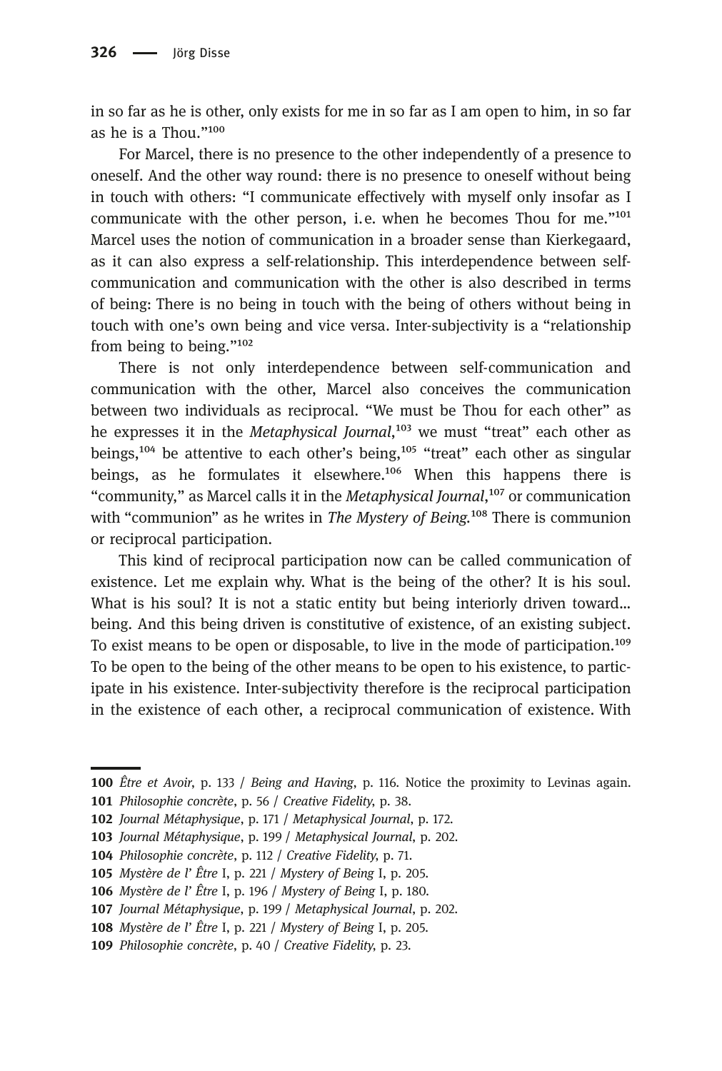in so far as he is other, only exists for me in so far as I am open to him, in so far as he is a Thou."[100]

For Marcel, there is no presence to the other independently of a presence to oneself. And the other way round: there is no presence to oneself without being in touch with others: "I communicate effectively with myself only insofar as I communicate with the other person, i.e. when he becomes Thou for me."[101] Marcel uses the notion of communication in a broader sense than Kierkegaard, as it can also express a self-relationship. This interdependence between self-communication and communication with the other is also described in terms of being: There is no being in touch with the being of others without being in touch with one's own being and vice versa. Inter-subjectivity is a "relationship from being to being."[102]

There is not only interdependence between self-communication and communication with the other, Marcel also conceives the communication between two individuals as reciprocal. "We must be Thou for each other" as he expresses it in the *Metaphysical Journal*,[103] we must "treat" each other as beings,[104] be attentive to each other's being,[105] "treat" each other as singular beings, as he formulates it elsewhere.[106] When this happens there is "community," as Marcel calls it in the *Metaphysical Journal*,[107] or communication with "communion" as he writes in *The Mystery of Being*.[108] There is communion or reciprocal participation.

This kind of reciprocal participation now can be called communication of existence. Let me explain why. What is the being of the other? It is his soul. What is his soul? It is not a static entity but being interiorly driven toward… being. And this being driven is constitutive of existence, of an existing subject. To exist means to be open or disposable, to live in the mode of participation.[109] To be open to the being of the other means to be open to his existence, to participate in his existence. Inter-subjectivity therefore is the reciprocal participation in the existence of each other, a reciprocal communication of existence. With

---

100 *Être et Avoir*, p. 133 / *Being and Having*, p. 116. Notice the proximity to Levinas again.
101 *Philosophie concrète*, p. 56 / *Creative Fidelity*, p. 38.
102 *Journal Métaphysique*, p. 171 / *Metaphysical Journal*, p. 172.
103 *Journal Métaphysique*, p. 199 / *Metaphysical Journal*, p. 202.
104 *Philosophie concrète*, p. 112 / *Creative Fidelity*, p. 71.
105 *Mystère de l' Être* I, p. 221 / *Mystery of Being* I, p. 205.
106 *Mystère de l' Être* I, p. 196 / *Mystery of Being* I, p. 180.
107 *Journal Métaphysique*, p. 199 / *Metaphysical Journal*, p. 202.
108 *Mystère de l' Être* I, p. 221 / *Mystery of Being* I, p. 205.
109 *Philosophie concrète*, p. 40 / *Creative Fidelity*, p. 23.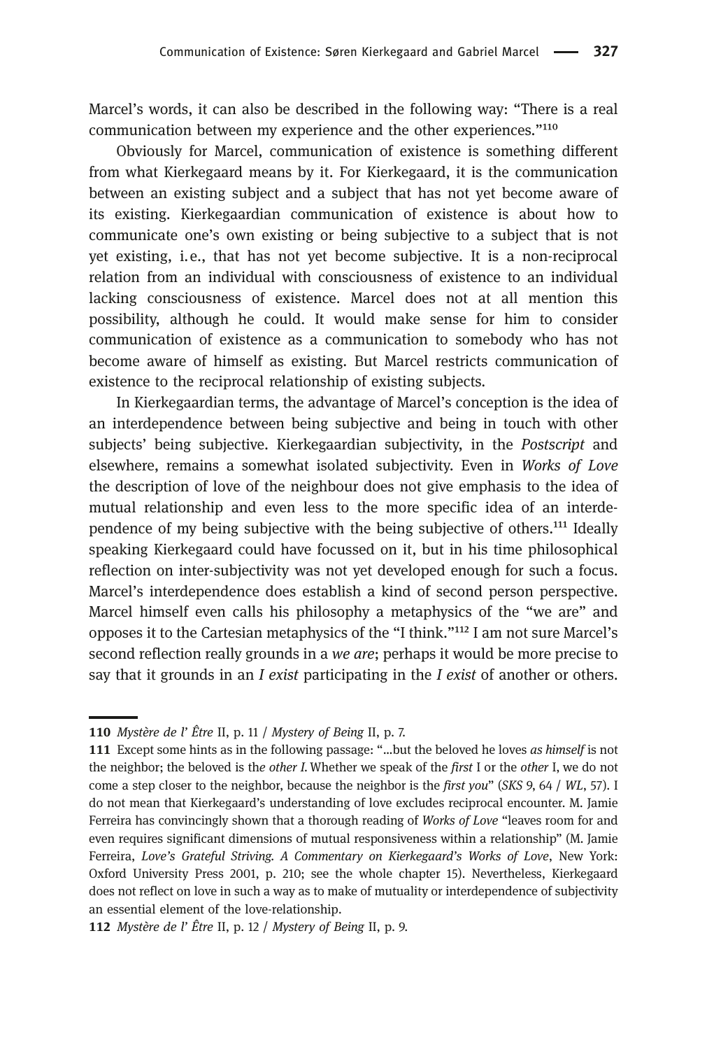Marcel's words, it can also be described in the following way: "There is a real communication between my experience and the other experiences."[110]

Obviously for Marcel, communication of existence is something different from what Kierkegaard means by it. For Kierkegaard, it is the communication between an existing subject and a subject that has not yet become aware of its existing. Kierkegaardian communication of existence is about how to communicate one's own existing or being subjective to a subject that is not yet existing, i.e., that has not yet become subjective. It is a non-reciprocal relation from an individual with consciousness of existence to an individual lacking consciousness of existence. Marcel does not at all mention this possibility, although he could. It would make sense for him to consider communication of existence as a communication to somebody who has not become aware of himself as existing. But Marcel restricts communication of existence to the reciprocal relationship of existing subjects.

In Kierkegaardian terms, the advantage of Marcel's conception is the idea of an interdependence between being subjective and being in touch with other subjects' being subjective. Kierkegaardian subjectivity, in the *Postscript* and elsewhere, remains a somewhat isolated subjectivity. Even in *Works of Love* the description of love of the neighbour does not give emphasis to the idea of mutual relationship and even less to the more specific idea of an interdependence of my being subjective with the being subjective of others.[111] Ideally speaking Kierkegaard could have focussed on it, but in his time philosophical reflection on inter-subjectivity was not yet developed enough for such a focus. Marcel's interdependence does establish a kind of second person perspective. Marcel himself even calls his philosophy a metaphysics of the "we are" and opposes it to the Cartesian metaphysics of the "I think."[112] I am not sure Marcel's second reflection really grounds in a *we are*; perhaps it would be more precise to say that it grounds in an *I exist* participating in the *I exist* of another or others.

---

**110** *Mystère de l' Être* II, p. 11 / *Mystery of Being* II, p. 7.

**111** Except some hints as in the following passage: "...but the beloved he loves *as himself* is not the neighbor; the beloved is the *other I*. Whether we speak of the *first* I or the *other* I, we do not come a step closer to the neighbor, because the neighbor is the *first you*" (*SKS* 9, 64 / *WL*, 57). I do not mean that Kierkegaard's understanding of love excludes reciprocal encounter. M. Jamie Ferreira has convincingly shown that a thorough reading of *Works of Love* "leaves room for and even requires significant dimensions of mutual responsiveness within a relationship" (M. Jamie Ferreira, *Love's Grateful Striving. A Commentary on Kierkegaard's Works of Love*, New York: Oxford University Press 2001, p. 210; see the whole chapter 15). Nevertheless, Kierkegaard does not reflect on love in such a way as to make of mutuality or interdependence of subjectivity an essential element of the love-relationship.

**112** *Mystère de l' Être* II, p. 12 / *Mystery of Being* II, p. 9.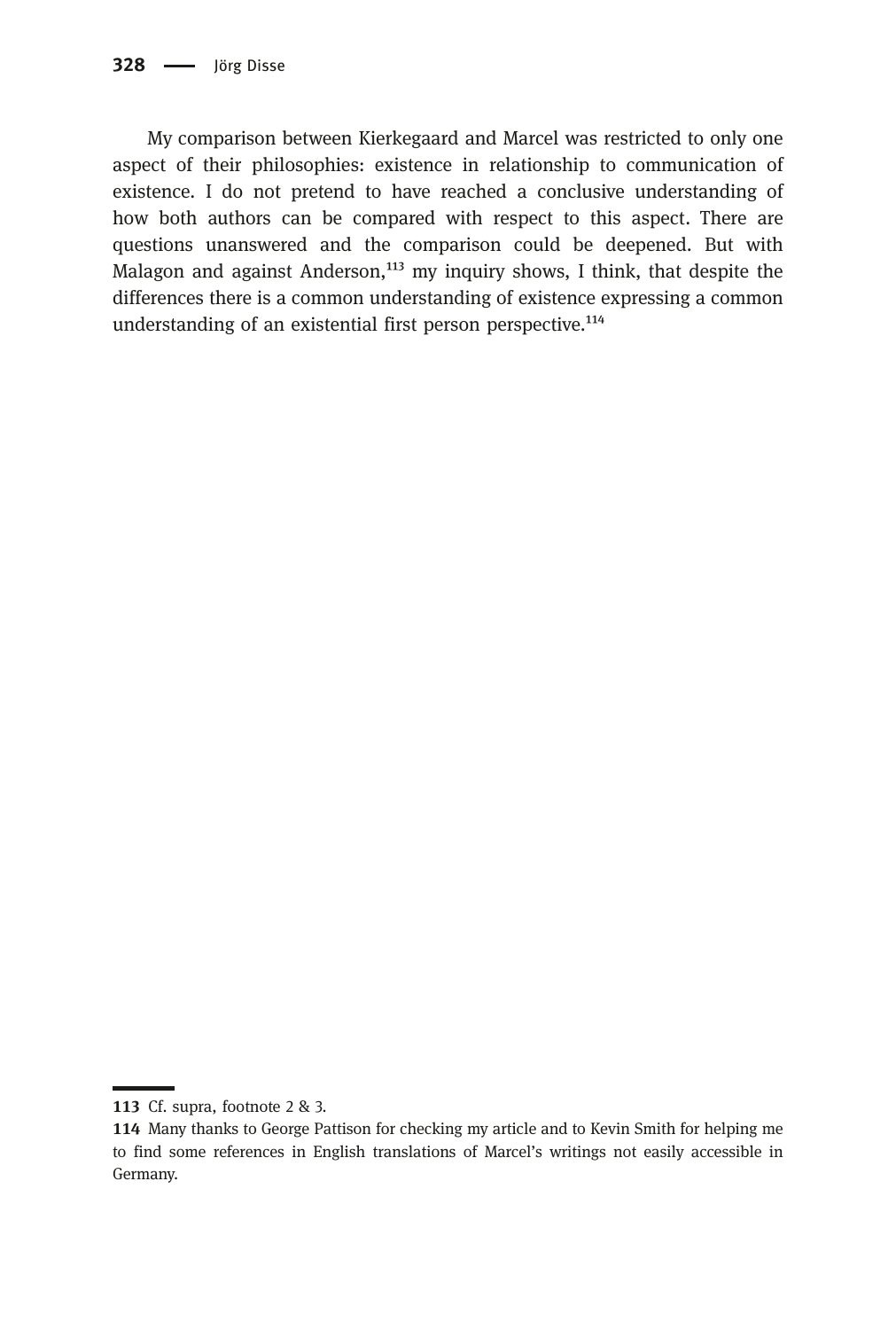My comparison between Kierkegaard and Marcel was restricted to only one aspect of their philosophies: existence in relationship to communication of existence. I do not pretend to have reached a conclusive understanding of how both authors can be compared with respect to this aspect. There are questions unanswered and the comparison could be deepened. But with Malagon and against Anderson,[113] my inquiry shows, I think, that despite the differences there is a common understanding of existence expressing a common understanding of an existential first person perspective.[114]

---

**113** Cf. supra, footnote 2 & 3.

**114** Many thanks to George Pattison for checking my article and to Kevin Smith for helping me to find some references in English translations of Marcel's writings not easily accessible in Germany.